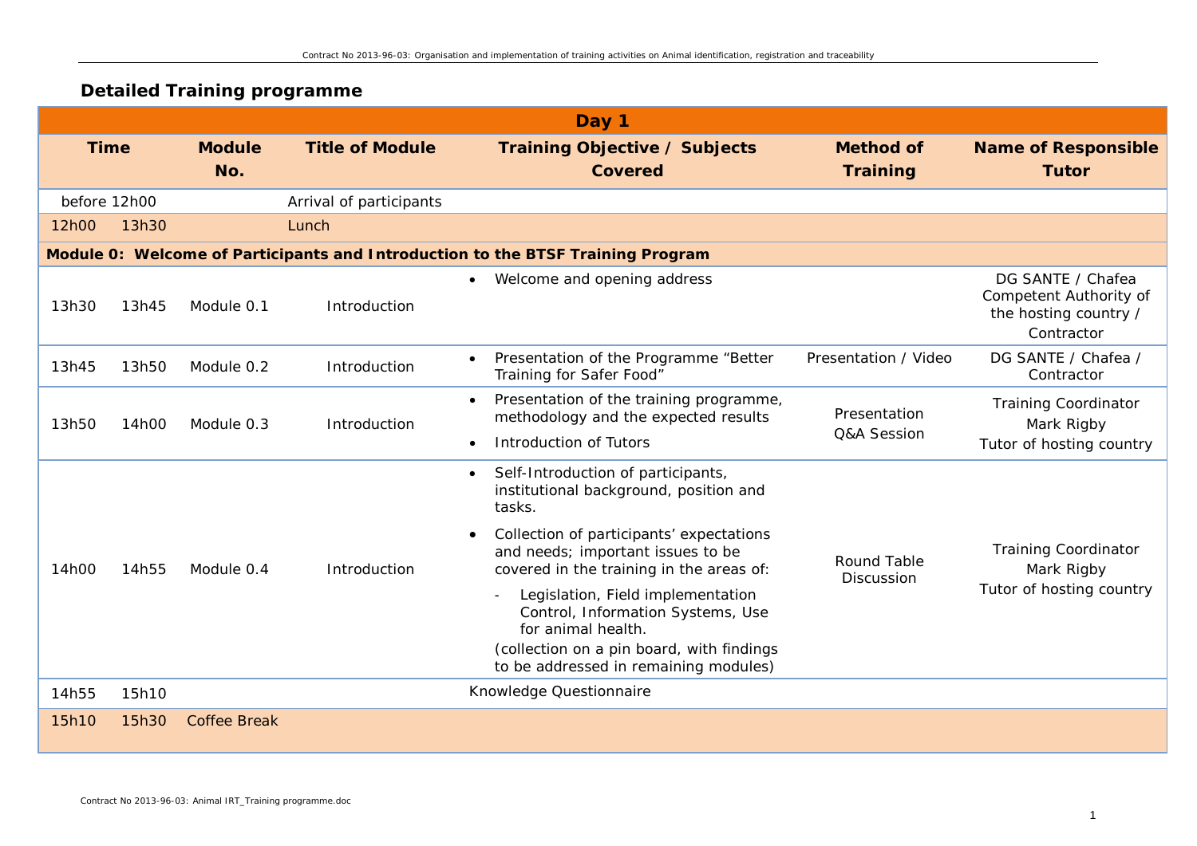## Detailed Training programme

| Day 1 | | | | | | |
|---|---|---|---|---|---|---|
| **Time** | | **Module No.** | **Title of Module** | **Training Objective / Subjects Covered** | **Method of Training** | **Name of Responsible Tutor** |
| before 12h00 | | | Arrival of participants | | | |
| 12h00 | 13h30 | | Lunch | | | |
| **Module 0: Welcome of Participants and Introduction to the BTSF Training Program** | | | | | | |
| 13h30 | 13h45 | Module 0.1 | Introduction | • Welcome and opening address | | DG SANTE / Chafea Competent Authority of the hosting country / Contractor |
| 13h45 | 13h50 | Module 0.2 | Introduction | • Presentation of the Programme "Better Training for Safer Food" | Presentation / Video | DG SANTE / Chafea / Contractor |
| 13h50 | 14h00 | Module 0.3 | Introduction | • Presentation of the training programme, methodology and the expected results<br>• Introduction of Tutors | Presentation<br>Q&A Session | Training Coordinator<br>Mark Rigby<br>Tutor of hosting country |
| 14h00 | 14h55 | Module 0.4 | Introduction | • Self-Introduction of participants, institutional background, position and tasks.<br>• Collection of participants' expectations and needs; important issues to be covered in the training in the areas of:<br>- Legislation, Field implementation Control, Information Systems, Use for animal health.<br>(collection on a pin board, with findings to be addressed in remaining modules) | Round Table Discussion | Training Coordinator<br>Mark Rigby<br>Tutor of hosting country |
| 14h55 | 15h10 | | | Knowledge Questionnaire | | |
| 15h10 | 15h30 | Coffee Break | | | | |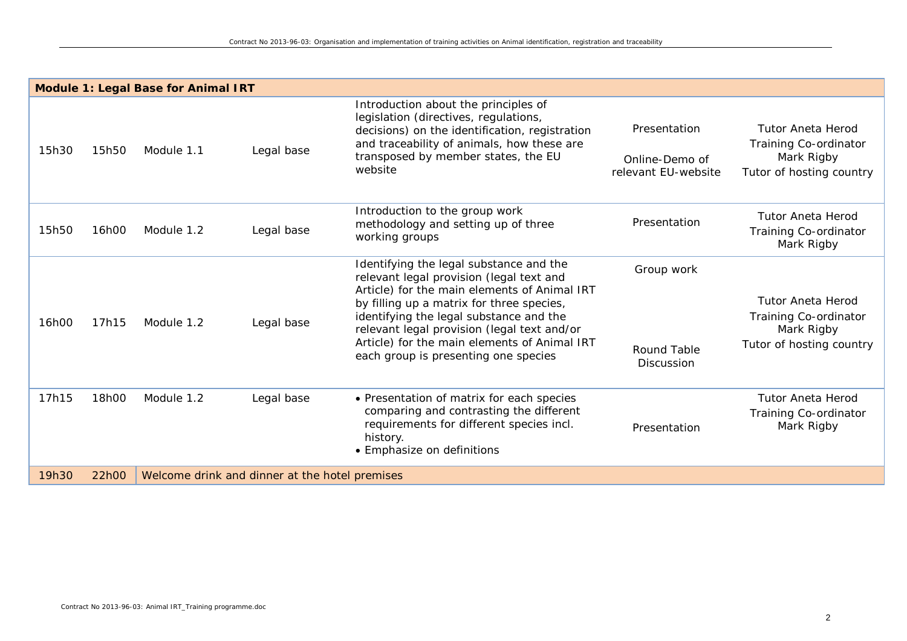| Module 1: Legal Base for Animal IRT | | | | | | |
|---|---|---|---|---|---|---|
| 15h30 | 15h50 | Module 1.1 | Legal base | Introduction about the principles of legislation (directives, regulations, decisions) on the identification, registration and traceability of animals, how these are transposed by member states, the EU website | Presentation<br><br>Online-Demo of relevant EU-website | Tutor Aneta Herod<br>Training Co-ordinator Mark Rigby<br>Tutor of hosting country |
| 15h50 | 16h00 | Module 1.2 | Legal base | Introduction to the group work methodology and setting up of three working groups | Presentation | Tutor Aneta Herod<br>Training Co-ordinator Mark Rigby |
| 16h00 | 17h15 | Module 1.2 | Legal base | Identifying the legal substance and the relevant legal provision (legal text and Article) for the main elements of Animal IRT by filling up a matrix for three species, identifying the legal substance and the relevant legal provision (legal text and/or Article) for the main elements of Animal IRT each group is presenting one species | Group work<br><br>Round Table Discussion | Tutor Aneta Herod<br>Training Co-ordinator Mark Rigby<br>Tutor of hosting country |
| 17h15 | 18h00 | Module 1.2 | Legal base | • Presentation of matrix for each species comparing and contrasting the different requirements for different species incl. history.<br>• Emphasize on definitions | Presentation | Tutor Aneta Herod<br>Training Co-ordinator Mark Rigby |
| 19h30 | 22h00 | Welcome drink and dinner at the hotel premises | | | | |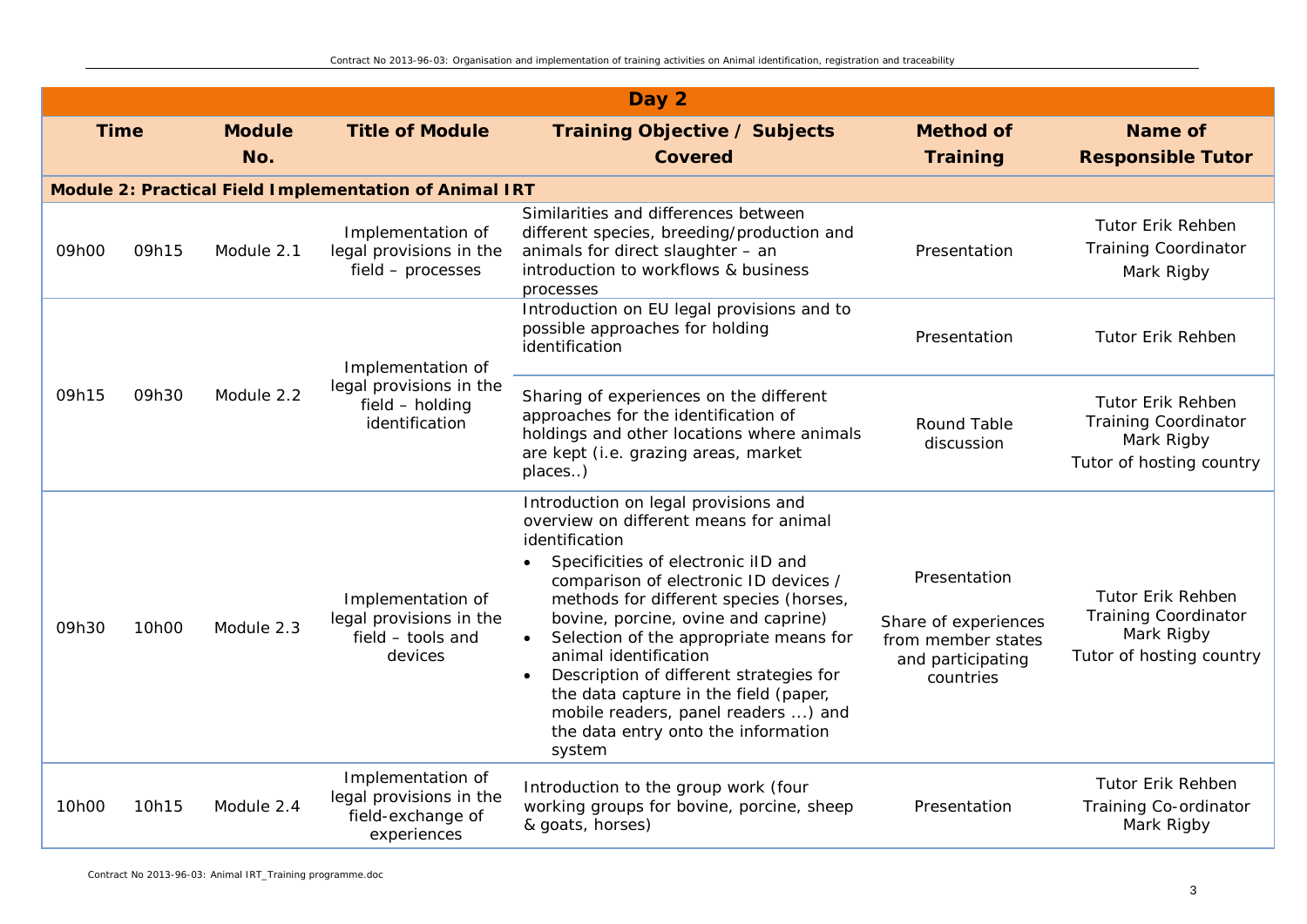| Day 2 | | | | | | |
|---|---|---|---|---|---|---|
| **Time** | | **Module No.** | **Title of Module** | **Training Objective / Subjects Covered** | **Method of Training** | **Name of Responsible Tutor** |
| **Module 2: Practical Field Implementation of Animal IRT** | | | | | | |
| 09h00 | 09h15 | Module 2.1 | Implementation of legal provisions in the field – processes | Similarities and differences between different species, breeding/production and animals for direct slaughter – an introduction to workflows & business processes | Presentation | Tutor Erik Rehben<br>Training Coordinator<br>Mark Rigby |
| 09h15 | 09h30 | Module 2.2 | Implementation of legal provisions in the field – holding identification | Introduction on EU legal provisions and to possible approaches for holding identification | Presentation | Tutor Erik Rehben |
| | | | | Sharing of experiences on the different approaches for the identification of holdings and other locations where animals are kept (i.e. grazing areas, market places..) | Round Table discussion | Tutor Erik Rehben<br>Training Coordinator<br>Mark Rigby<br>Tutor of hosting country |
| 09h30 | 10h00 | Module 2.3 | Implementation of legal provisions in the field – tools and devices | Introduction on legal provisions and overview on different means for animal identification<br>• Specificities of electronic iID and comparison of electronic ID devices / methods for different species (horses, bovine, porcine, ovine and caprine)<br>• Selection of the appropriate means for animal identification<br>• Description of different strategies for the data capture in the field (paper, mobile readers, panel readers ...) and the data entry onto the information system | Presentation<br><br>Share of experiences from member states and participating countries | Tutor Erik Rehben<br>Training Coordinator<br>Mark Rigby<br>Tutor of hosting country |
| 10h00 | 10h15 | Module 2.4 | Implementation of legal provisions in the field-exchange of experiences | Introduction to the group work (four working groups for bovine, porcine, sheep & goats, horses) | Presentation | Tutor Erik Rehben<br>Training Co-ordinator<br>Mark Rigby |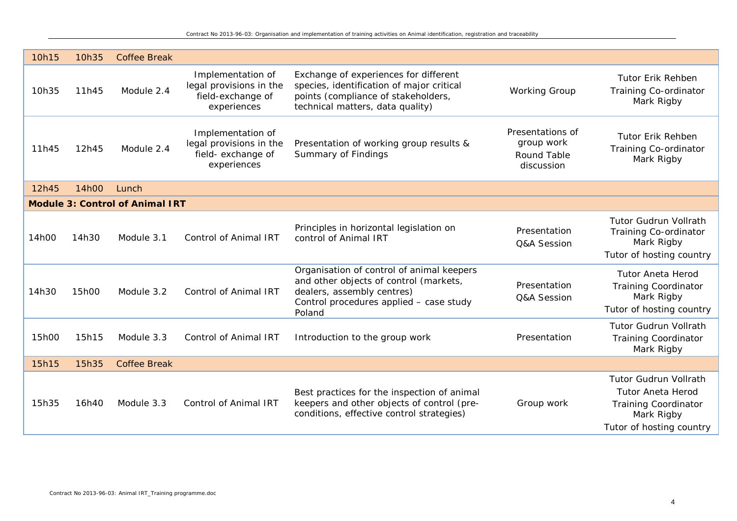| | | | | | | |
|---|---|---|---|---|---|---|
| 10h15 | 10h35 | Coffee Break | | | | |
| 10h35 | 11h45 | Module 2.4 | Implementation of legal provisions in the field-exchange of experiences | Exchange of experiences for different species, identification of major critical points (compliance of stakeholders, technical matters, data quality) | Working Group | Tutor Erik Rehben<br>Training Co-ordinator Mark Rigby |
| 11h45 | 12h45 | Module 2.4 | Implementation of legal provisions in the field- exchange of experiences | Presentation of working group results & Summary of Findings | Presentations of group work<br>Round Table discussion | Tutor Erik Rehben<br>Training Co-ordinator Mark Rigby |
| 12h45 | 14h00 | Lunch | | | | |
| **Module 3: Control of Animal IRT** | | | | | | |
| 14h00 | 14h30 | Module 3.1 | Control of Animal IRT | Principles in horizontal legislation on control of Animal IRT | Presentation<br>Q&A Session | Tutor Gudrun Vollrath<br>Training Co-ordinator Mark Rigby<br>Tutor of hosting country |
| 14h30 | 15h00 | Module 3.2 | Control of Animal IRT | Organisation of control of animal keepers and other objects of control (markets, dealers, assembly centres)<br>Control procedures applied – case study Poland | Presentation<br>Q&A Session | Tutor Aneta Herod<br>Training Coordinator Mark Rigby<br>Tutor of hosting country |
| 15h00 | 15h15 | Module 3.3 | Control of Animal IRT | Introduction to the group work | Presentation | Tutor Gudrun Vollrath<br>Training Coordinator Mark Rigby |
| 15h15 | 15h35 | Coffee Break | | | | |
| 15h35 | 16h40 | Module 3.3 | Control of Animal IRT | Best practices for the inspection of animal keepers and other objects of control (pre-conditions, effective control strategies) | Group work | Tutor Gudrun Vollrath<br>Tutor Aneta Herod<br>Training Coordinator Mark Rigby<br>Tutor of hosting country |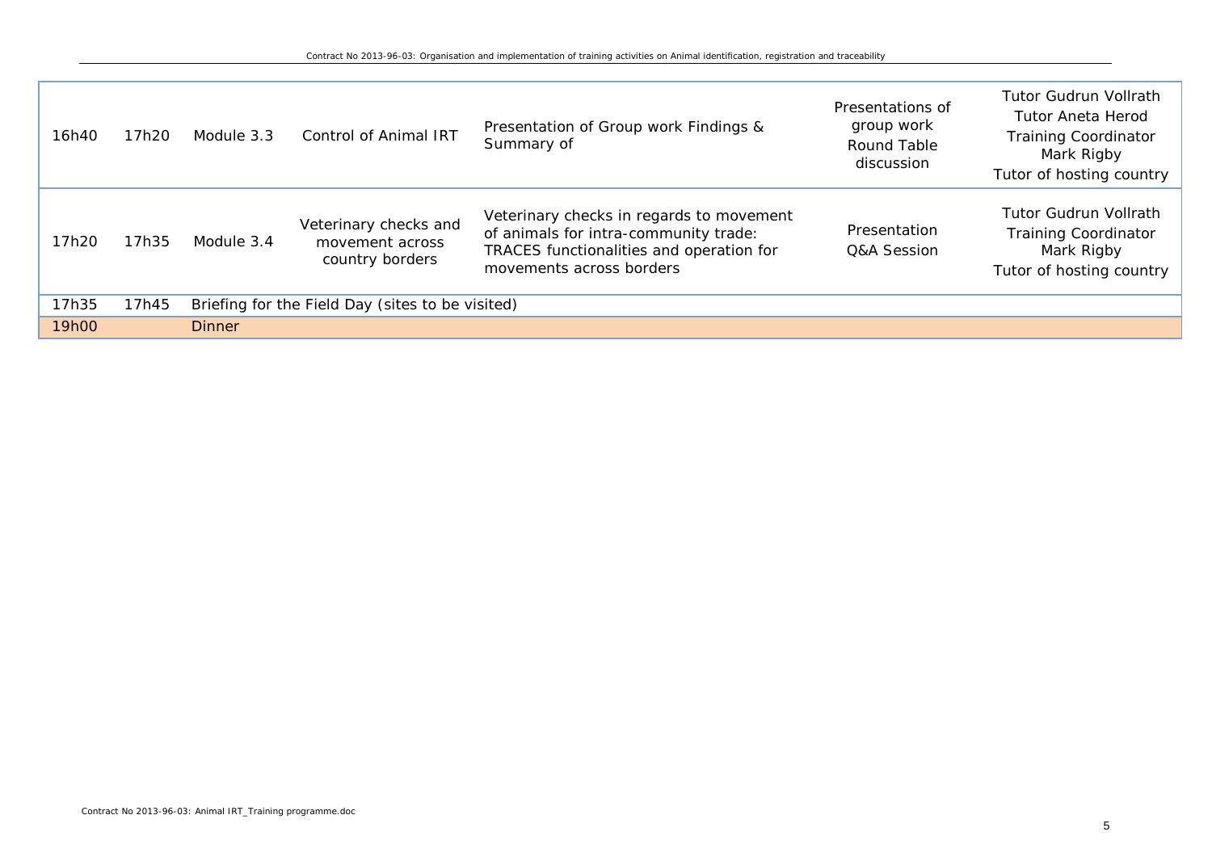| | | | | | | |
|---|---|---|---|---|---|---|
| 16h40 | 17h20 | Module 3.3 | Control of Animal IRT | Presentation of Group work Findings & Summary of | Presentations of group work<br>Round Table discussion | Tutor Gudrun Vollrath<br>Tutor Aneta Herod<br>Training Coordinator Mark Rigby<br>Tutor of hosting country |
| 17h20 | 17h35 | Module 3.4 | Veterinary checks and movement across country borders | Veterinary checks in regards to movement of animals for intra-community trade: TRACES functionalities and operation for movements across borders | Presentation<br>Q&A Session | Tutor Gudrun Vollrath<br>Training Coordinator Mark Rigby<br>Tutor of hosting country |
| 17h35 | 17h45 | Briefing for the Field Day (sites to be visited) | | | | |
| 19h00 | | Dinner | | | | |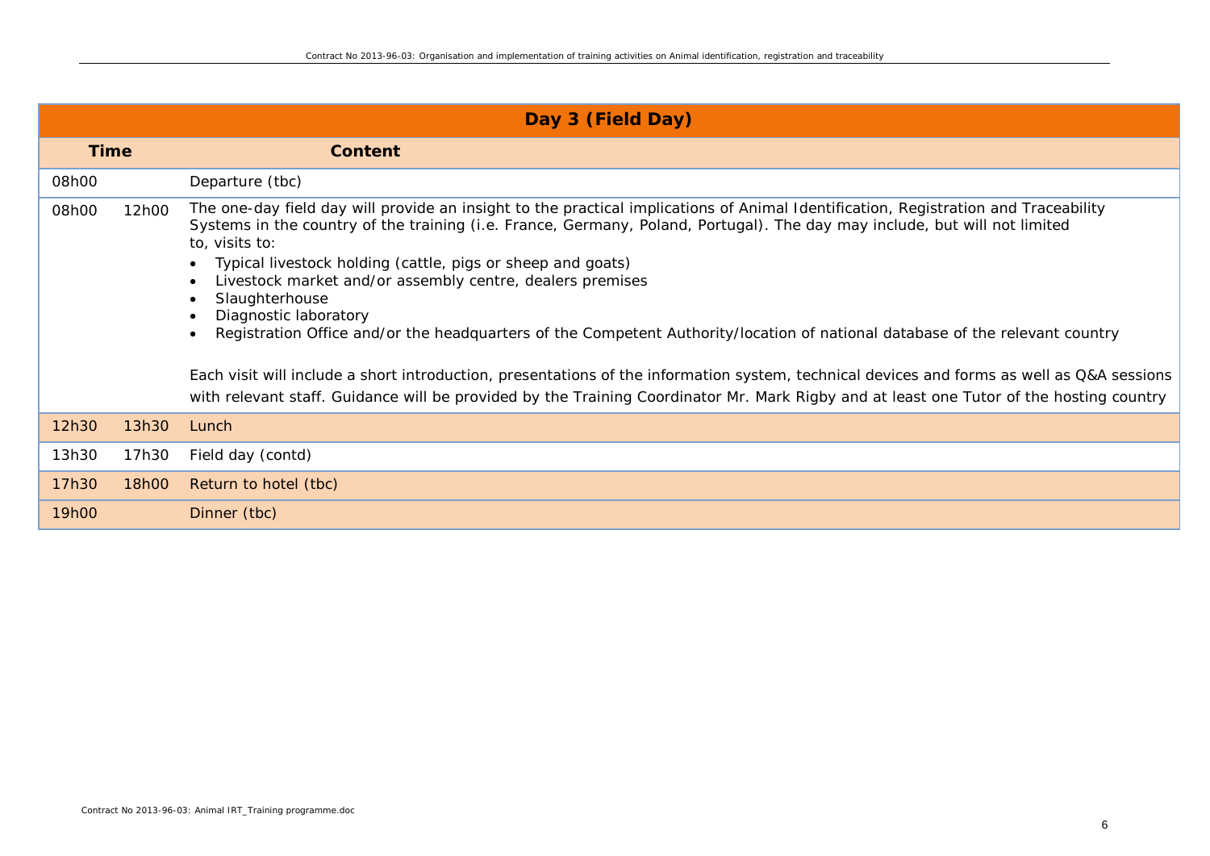| Day 3 (Field Day) | | |
|---|---|---|
| **Time** | | **Content** |
| 08h00 | | Departure (tbc) |
| 08h00 | 12h00 | The one-day field day will provide an insight to the practical implications of Animal Identification, Registration and Traceability Systems in the country of the training (i.e. France, Germany, Poland, Portugal). The day may include, but will not limited to, visits to:<br>• Typical livestock holding (cattle, pigs or sheep and goats)<br>• Livestock market and/or assembly centre, dealers premises<br>• Slaughterhouse<br>• Diagnostic laboratory<br>• Registration Office and/or the headquarters of the Competent Authority/location of national database of the relevant country<br><br>Each visit will include a short introduction, presentations of the information system, technical devices and forms as well as Q&A sessions with relevant staff. Guidance will be provided by the Training Coordinator Mr. Mark Rigby and at least one Tutor of the hosting country |
| 12h30 | 13h30 | Lunch |
| 13h30 | 17h30 | Field day (contd) |
| 17h30 | 18h00 | Return to hotel (tbc) |
| 19h00 | | Dinner (tbc) |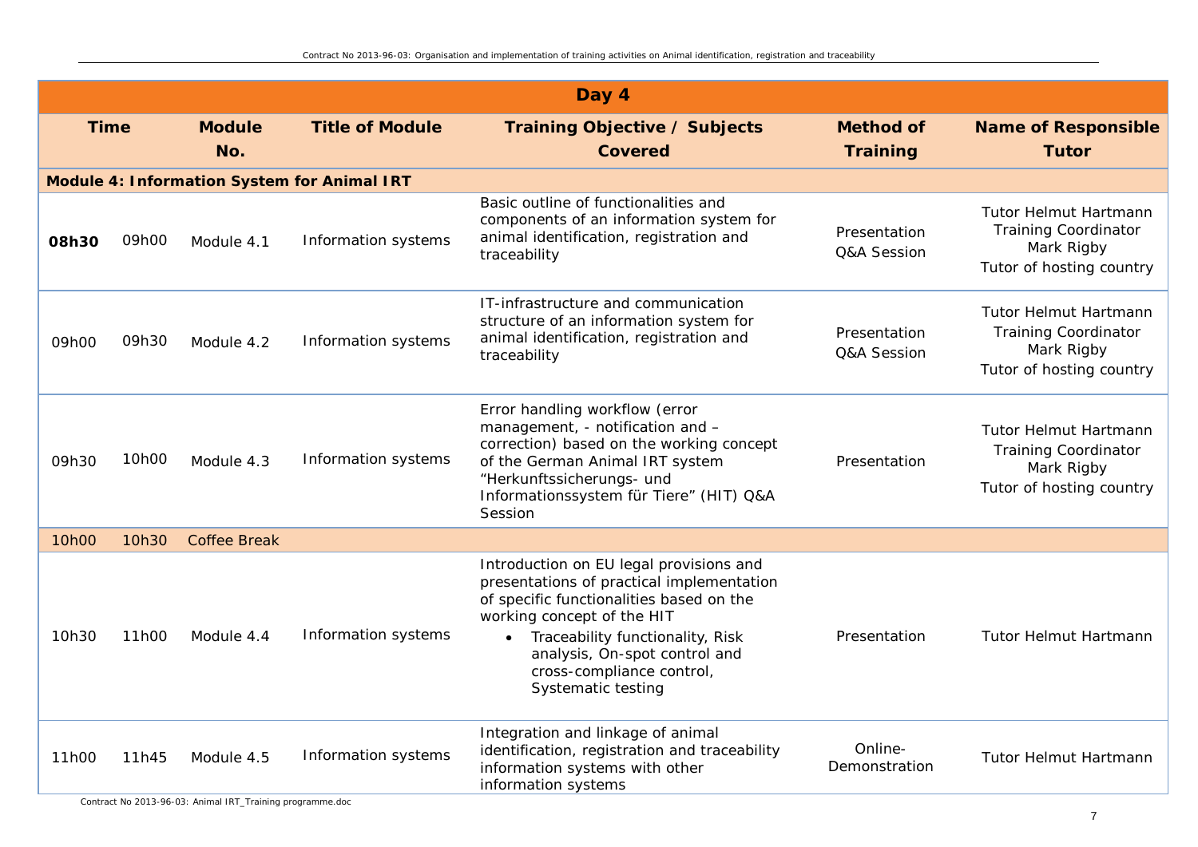| Day 4 | | | | | | |
|---|---|---|---|---|---|---|
| **Time** | | **Module No.** | **Title of Module** | **Training Objective / Subjects Covered** | **Method of Training** | **Name of Responsible Tutor** |
| **Module 4: Information System for Animal IRT** | | | | | | |
| **08h30** | 09h00 | Module 4.1 | Information systems | Basic outline of functionalities and components of an information system for animal identification, registration and traceability | Presentation<br>Q&A Session | Tutor Helmut Hartmann<br>Training Coordinator<br>Mark Rigby<br>Tutor of hosting country |
| 09h00 | 09h30 | Module 4.2 | Information systems | IT-infrastructure and communication structure of an information system for animal identification, registration and traceability | Presentation<br>Q&A Session | Tutor Helmut Hartmann<br>Training Coordinator<br>Mark Rigby<br>Tutor of hosting country |
| 09h30 | 10h00 | Module 4.3 | Information systems | Error handling workflow (error management, - notification and – correction) based on the working concept of the German Animal IRT system “Herkunftssicherungs- und Informationssystem für Tiere” (HIT) Q&A Session | Presentation | Tutor Helmut Hartmann<br>Training Coordinator<br>Mark Rigby<br>Tutor of hosting country |
| 10h00 | 10h30 | Coffee Break | | | | |
| 10h30 | 11h00 | Module 4.4 | Information systems | Introduction on EU legal provisions and presentations of practical implementation of specific functionalities based on the working concept of the HIT<br>• Traceability functionality, Risk analysis, On-spot control and cross-compliance control, Systematic testing | Presentation | Tutor Helmut Hartmann |
| 11h00 | 11h45 | Module 4.5 | Information systems | Integration and linkage of animal identification, registration and traceability information systems with other information systems | Online-Demonstration | Tutor Helmut Hartmann |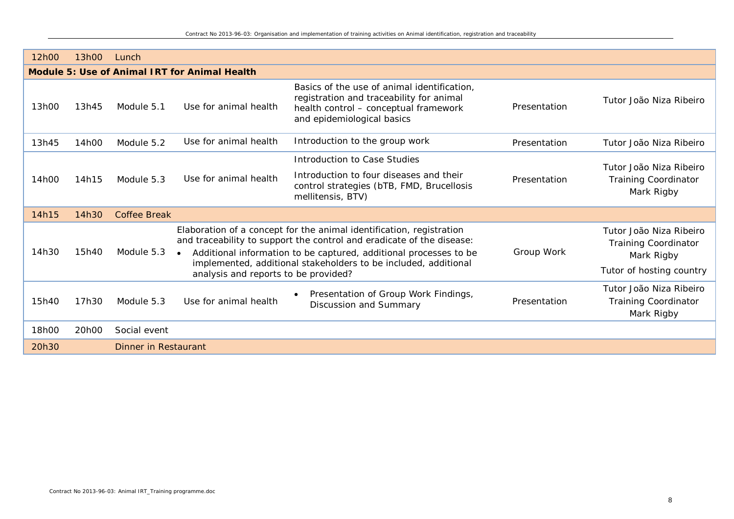| 12h00 | 13h00 | Lunch | | | | |
|---|---|---|---|---|---|---|
| **Module 5: Use of Animal IRT for Animal Health** | | | | | | |
| 13h00 | 13h45 | Module 5.1 | Use for animal health | Basics of the use of animal identification, registration and traceability for animal health control – conceptual framework and epidemiological basics | Presentation | Tutor João Niza Ribeiro |
| 13h45 | 14h00 | Module 5.2 | Use for animal health | Introduction to the group work | Presentation | Tutor João Niza Ribeiro |
| 14h00 | 14h15 | Module 5.3 | Use for animal health | Introduction to Case Studies<br>Introduction to four diseases and their control strategies (bTB, FMD, Brucellosis mellitensis, BTV) | Presentation | Tutor João Niza Ribeiro<br>Training Coordinator Mark Rigby |
| 14h15 | 14h30 | Coffee Break | | | | |
| 14h30 | 15h40 | Module 5.3 | Elaboration of a concept for the animal identification, registration and traceability to support the control and eradicate of the disease:<br>• Additional information to be captured, additional processes to be implemented, additional stakeholders to be included, additional analysis and reports to be provided? | | Group Work | Tutor João Niza Ribeiro<br>Training Coordinator Mark Rigby<br>Tutor of hosting country |
| 15h40 | 17h30 | Module 5.3 | Use for animal health | • Presentation of Group Work Findings, Discussion and Summary | Presentation | Tutor João Niza Ribeiro<br>Training Coordinator Mark Rigby |
| 18h00 | 20h00 | Social event | | | | |
| 20h30 | | Dinner in Restaurant | | | | |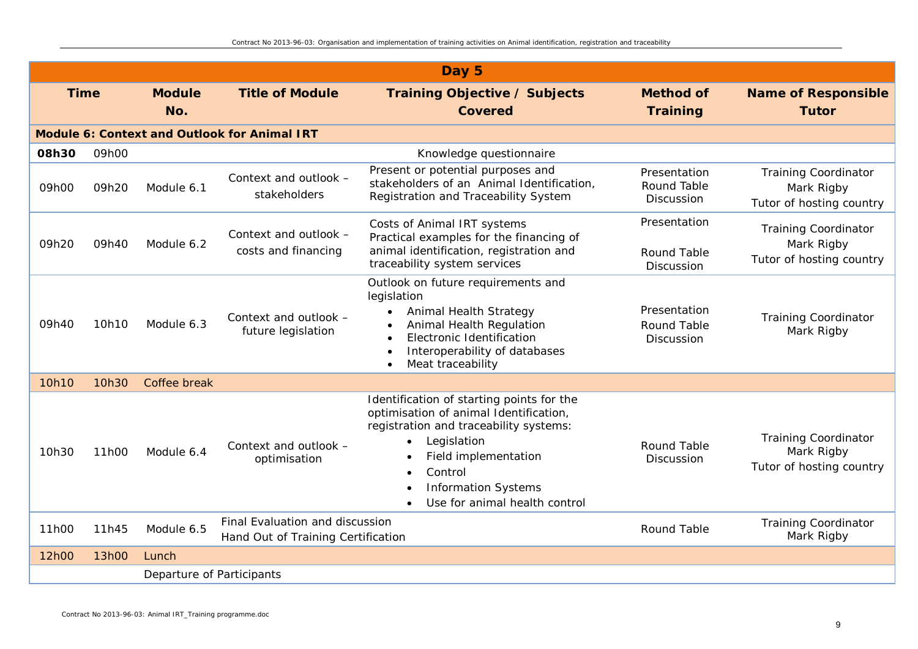| Day 5 | | | | | | |
|---|---|---|---|---|---|---|
| **Time** | | **Module No.** | **Title of Module** | **Training Objective / Subjects Covered** | **Method of Training** | **Name of Responsible Tutor** |
| **Module 6: Context and Outlook for Animal IRT** | | | | | | |
| **08h30** | 09h00 | | | Knowledge questionnaire | | |
| 09h00 | 09h20 | Module 6.1 | Context and outlook – stakeholders | Present or potential purposes and stakeholders of an Animal Identification, Registration and Traceability System | Presentation Round Table Discussion | Training Coordinator Mark Rigby Tutor of hosting country |
| 09h20 | 09h40 | Module 6.2 | Context and outlook – costs and financing | Costs of Animal IRT systems Practical examples for the financing of animal identification, registration and traceability system services | Presentation Round Table Discussion | Training Coordinator Mark Rigby Tutor of hosting country |
| 09h40 | 10h10 | Module 6.3 | Context and outlook – future legislation | Outlook on future requirements and legislation <br>• Animal Health Strategy <br>• Animal Health Regulation <br>• Electronic Identification <br>• Interoperability of databases <br>• Meat traceability | Presentation Round Table Discussion | Training Coordinator Mark Rigby |
| 10h10 | 10h30 | Coffee break | | | | |
| 10h30 | 11h00 | Module 6.4 | Context and outlook – optimisation | Identification of starting points for the optimisation of animal Identification, registration and traceability systems: <br>• Legislation <br>• Field implementation <br>• Control <br>• Information Systems <br>• Use for animal health control | Round Table Discussion | Training Coordinator Mark Rigby Tutor of hosting country |
| 11h00 | 11h45 | Module 6.5 | Final Evaluation and discussion Hand Out of Training Certification | | Round Table | Training Coordinator Mark Rigby |
| 12h00 | 13h00 | Lunch | | | | |
| | | Departure of Participants | | | | |